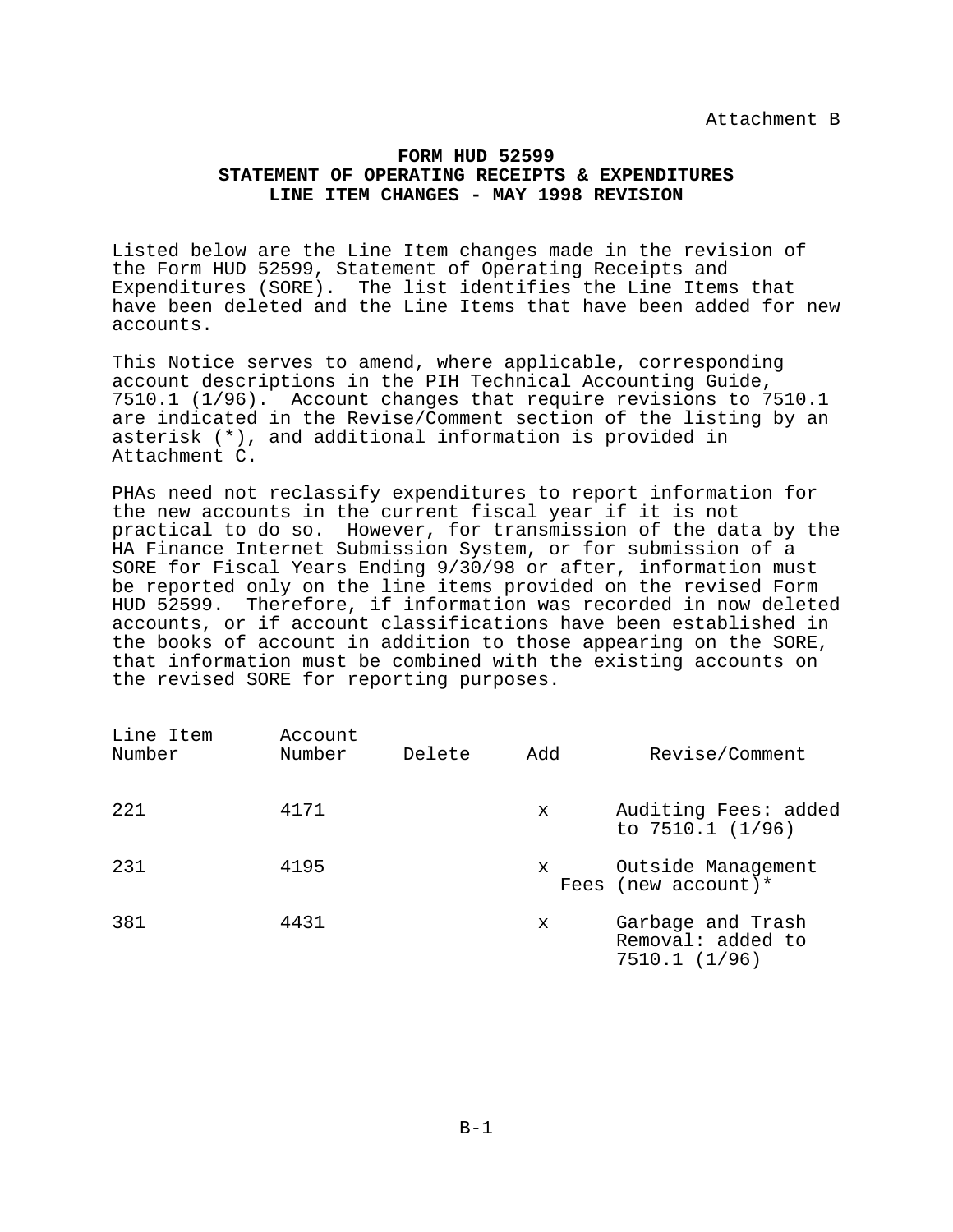Attachment B

# FORM HUD 52599
## STATEMENT OF OPERATING RECEIPTS & EXPENDITURES
## LINE ITEM CHANGES - MAY 1998 REVISION

Listed below are the Line Item changes made in the revision of the Form HUD 52599, Statement of Operating Receipts and Expenditures (SORE). The list identifies the Line Items that have been deleted and the Line Items that have been added for new accounts.

This Notice serves to amend, where applicable, corresponding account descriptions in the PIH Technical Accounting Guide, 7510.1 (1/96). Account changes that require revisions to 7510.1 are indicated in the Revise/Comment section of the listing by an asterisk (*), and additional information is provided in Attachment C.

PHAs need not reclassify expenditures to report information for the new accounts in the current fiscal year if it is not practical to do so. However, for transmission of the data by the HA Finance Internet Submission System, or for submission of a SORE for Fiscal Years Ending 9/30/98 or after, information must be reported only on the line items provided on the revised Form HUD 52599. Therefore, if information was recorded in now deleted accounts, or if account classifications have been established in the books of account in addition to those appearing on the SORE, that information must be combined with the existing accounts on the revised SORE for reporting purposes.

| Line Item Number | Account Number | Delete | Add | Revise/Comment |
|---|---|---|---|---|
| 221 | 4171 | | x | Auditing Fees: added to 7510.1 (1/96) |
| 231 | 4195 | | x | Outside Management Fees (new account)* |
| 381 | 4431 | | x | Garbage and Trash Removal: added to 7510.1 (1/96) |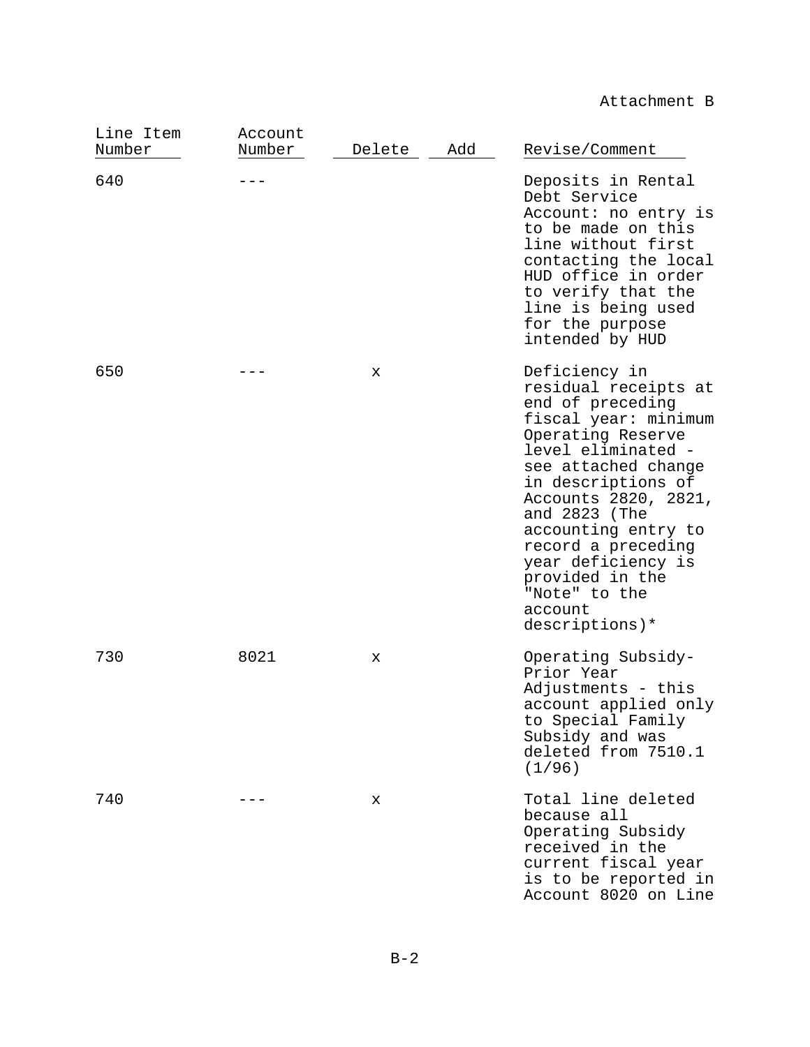Attachment B

| Line Item Number | Account Number | Delete | Add | Revise/Comment |
|---|---|---|---|---|
| 640 | --- | | | Deposits in Rental Debt Service Account: no entry is to be made on this line without first contacting the local HUD office in order to verify that the line is being used for the purpose intended by HUD |
| 650 | --- | x | | Deficiency in residual receipts at end of preceding fiscal year: minimum Operating Reserve level eliminated - see attached change in descriptions of Accounts 2820, 2821, and 2823 (The accounting entry to record a preceding year deficiency is provided in the "Note" to the account descriptions)* |
| 730 | 8021 | x | | Operating Subsidy-Prior Year Adjustments - this account applied only to Special Family Subsidy and was deleted from 7510.1 (1/96) |
| 740 | --- | x | | Total line deleted because all Operating Subsidy received in the current fiscal year is to be reported in Account 8020 on Line |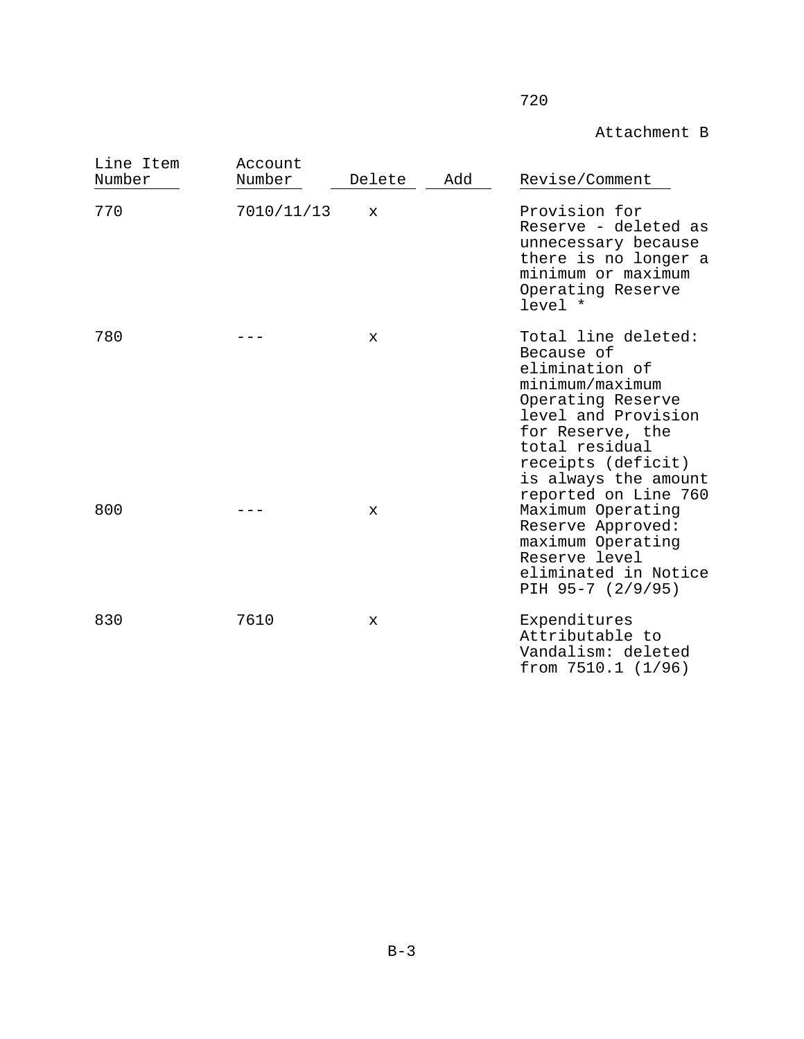Attachment B

| Line Item Number | Account Number | Delete | Add | Revise/Comment |
|---|---|---|---|---|
| 770 | 7010/11/13 | x | | Provision for Reserve - deleted as unnecessary because there is no longer a minimum or maximum Operating Reserve level * |
| 780 | --- | x | | Total line deleted: Because of elimination of minimum/maximum Operating Reserve level and Provision for Reserve, the total residual receipts (deficit) is always the amount reported on Line 760 |
| 800 | --- | x | | Maximum Operating Reserve Approved: maximum Operating Reserve level eliminated in Notice PIH 95-7 (2/9/95) |
| 830 | 7610 | x | | Expenditures Attributable to Vandalism: deleted from 7510.1 (1/96) |